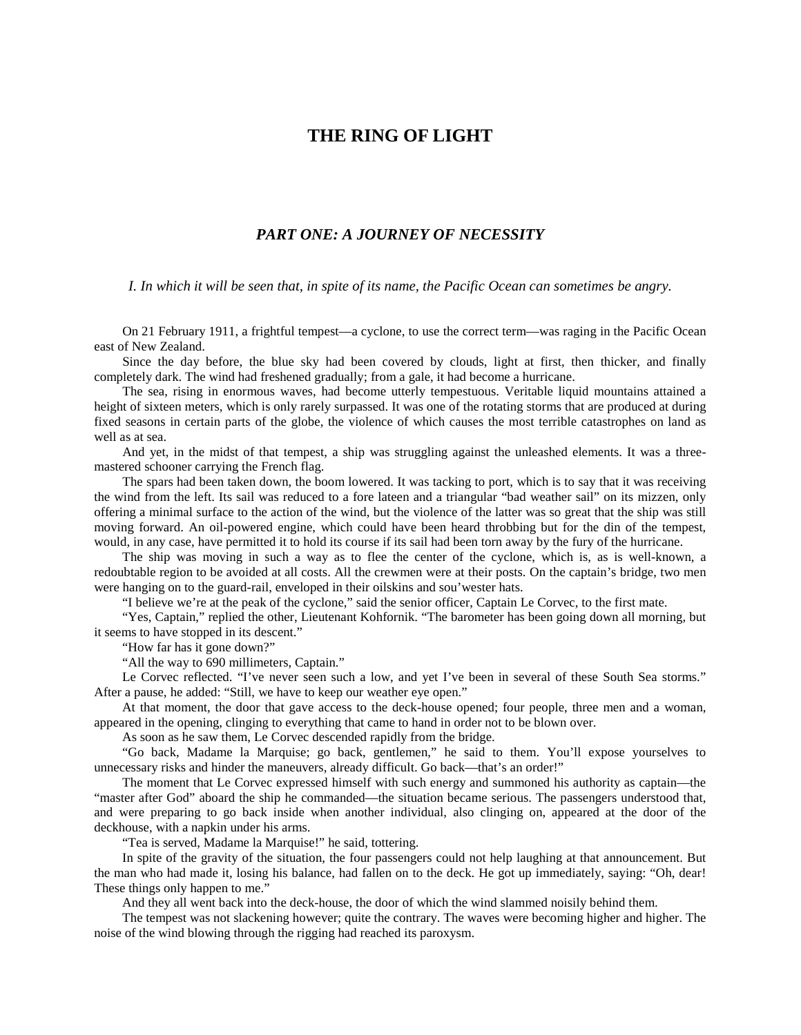# THE RING OF LIGHT

## *PART ONE: A JOURNEY OF NECESSITY*

### *I. In which it will be seen that, in spite of its name, the Pacific Ocean can sometimes be angry.*

On 21 February 1911, a frightful tempest—a cyclone, to use the correct term—was raging in the Pacific Ocean east of New Zealand.

Since the day before, the blue sky had been covered by clouds, light at first, then thicker, and finally completely dark. The wind had freshened gradually; from a gale, it had become a hurricane.

The sea, rising in enormous waves, had become utterly tempestuous. Veritable liquid mountains attained a height of sixteen meters, which is only rarely surpassed. It was one of the rotating storms that are produced at during fixed seasons in certain parts of the globe, the violence of which causes the most terrible catastrophes on land as well as at sea.

And yet, in the midst of that tempest, a ship was struggling against the unleashed elements. It was a three-mastered schooner carrying the French flag.

The spars had been taken down, the boom lowered. It was tacking to port, which is to say that it was receiving the wind from the left. Its sail was reduced to a fore lateen and a triangular "bad weather sail" on its mizzen, only offering a minimal surface to the action of the wind, but the violence of the latter was so great that the ship was still moving forward. An oil-powered engine, which could have been heard throbbing but for the din of the tempest, would, in any case, have permitted it to hold its course if its sail had been torn away by the fury of the hurricane.

The ship was moving in such a way as to flee the center of the cyclone, which is, as is well-known, a redoubtable region to be avoided at all costs. All the crewmen were at their posts. On the captain's bridge, two men were hanging on to the guard-rail, enveloped in their oilskins and sou'wester hats.

"I believe we're at the peak of the cyclone," said the senior officer, Captain Le Corvec, to the first mate.

"Yes, Captain," replied the other, Lieutenant Kohfornik. "The barometer has been going down all morning, but it seems to have stopped in its descent."

"How far has it gone down?"

"All the way to 690 millimeters, Captain."

Le Corvec reflected. "I've never seen such a low, and yet I've been in several of these South Sea storms." After a pause, he added: "Still, we have to keep our weather eye open."

At that moment, the door that gave access to the deck-house opened; four people, three men and a woman, appeared in the opening, clinging to everything that came to hand in order not to be blown over.

As soon as he saw them, Le Corvec descended rapidly from the bridge.

"Go back, Madame la Marquise; go back, gentlemen," he said to them. You'll expose yourselves to unnecessary risks and hinder the maneuvers, already difficult. Go back—that's an order!"

The moment that Le Corvec expressed himself with such energy and summoned his authority as captain—the "master after God" aboard the ship he commanded—the situation became serious. The passengers understood that, and were preparing to go back inside when another individual, also clinging on, appeared at the door of the deckhouse, with a napkin under his arms.

"Tea is served, Madame la Marquise!" he said, tottering.

In spite of the gravity of the situation, the four passengers could not help laughing at that announcement. But the man who had made it, losing his balance, had fallen on to the deck. He got up immediately, saying: "Oh, dear! These things only happen to me."

And they all went back into the deck-house, the door of which the wind slammed noisily behind them.

The tempest was not slackening however; quite the contrary. The waves were becoming higher and higher. The noise of the wind blowing through the rigging had reached its paroxysm.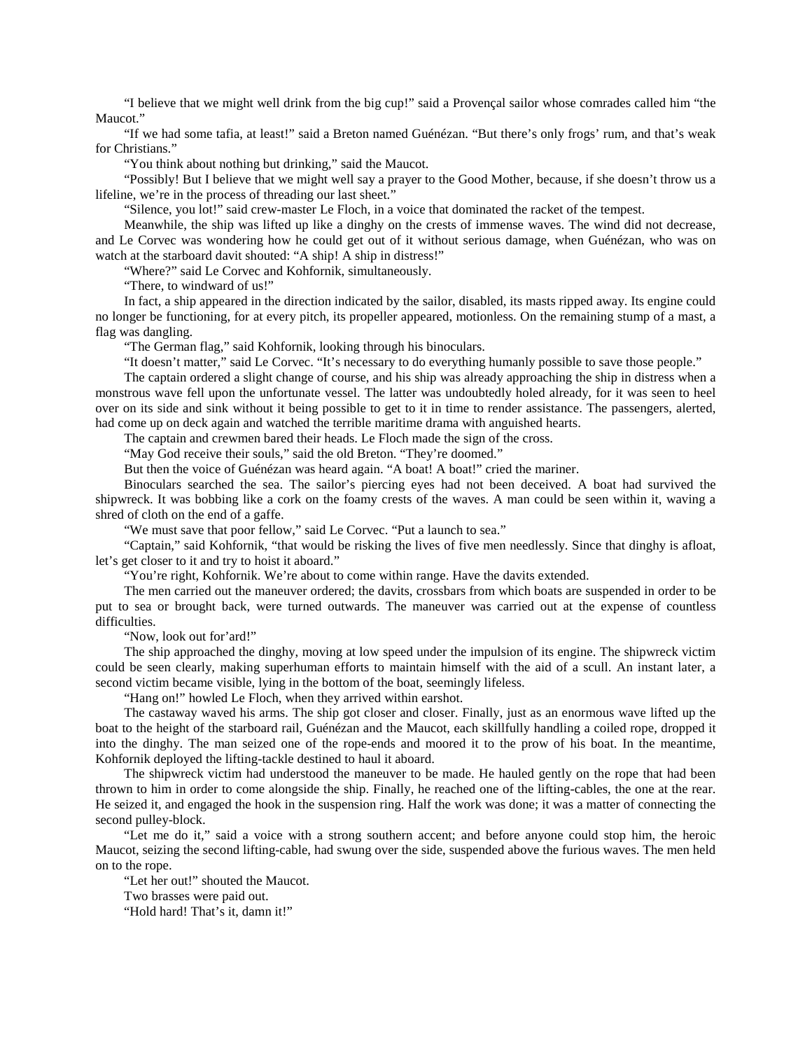"I believe that we might well drink from the big cup!" said a Provençal sailor whose comrades called him "the Maucot."

"If we had some tafia, at least!" said a Breton named Guénézan. "But there's only frogs' rum, and that's weak for Christians."

"You think about nothing but drinking," said the Maucot.

"Possibly! But I believe that we might well say a prayer to the Good Mother, because, if she doesn't throw us a lifeline, we're in the process of threading our last sheet."

"Silence, you lot!" said crew-master Le Floch, in a voice that dominated the racket of the tempest.

Meanwhile, the ship was lifted up like a dinghy on the crests of immense waves. The wind did not decrease, and Le Corvec was wondering how he could get out of it without serious damage, when Guénézan, who was on watch at the starboard davit shouted: "A ship! A ship in distress!"

"Where?" said Le Corvec and Kohfornik, simultaneously.

"There, to windward of us!"

In fact, a ship appeared in the direction indicated by the sailor, disabled, its masts ripped away. Its engine could no longer be functioning, for at every pitch, its propeller appeared, motionless. On the remaining stump of a mast, a flag was dangling.

"The German flag," said Kohfornik, looking through his binoculars.

"It doesn't matter," said Le Corvec. "It's necessary to do everything humanly possible to save those people."

The captain ordered a slight change of course, and his ship was already approaching the ship in distress when a monstrous wave fell upon the unfortunate vessel. The latter was undoubtedly holed already, for it was seen to heel over on its side and sink without it being possible to get to it in time to render assistance. The passengers, alerted, had come up on deck again and watched the terrible maritime drama with anguished hearts.

The captain and crewmen bared their heads. Le Floch made the sign of the cross.

"May God receive their souls," said the old Breton. "They're doomed."

But then the voice of Guénézan was heard again. "A boat! A boat!" cried the mariner.

Binoculars searched the sea. The sailor's piercing eyes had not been deceived. A boat had survived the shipwreck. It was bobbing like a cork on the foamy crests of the waves. A man could be seen within it, waving a shred of cloth on the end of a gaffe.

"We must save that poor fellow," said Le Corvec. "Put a launch to sea."

"Captain," said Kohfornik, "that would be risking the lives of five men needlessly. Since that dinghy is afloat, let's get closer to it and try to hoist it aboard."

"You're right, Kohfornik. We're about to come within range. Have the davits extended.

The men carried out the maneuver ordered; the davits, crossbars from which boats are suspended in order to be put to sea or brought back, were turned outwards. The maneuver was carried out at the expense of countless difficulties.

"Now, look out for'ard!"

The ship approached the dinghy, moving at low speed under the impulsion of its engine. The shipwreck victim could be seen clearly, making superhuman efforts to maintain himself with the aid of a scull. An instant later, a second victim became visible, lying in the bottom of the boat, seemingly lifeless.

"Hang on!" howled Le Floch, when they arrived within earshot.

The castaway waved his arms. The ship got closer and closer. Finally, just as an enormous wave lifted up the boat to the height of the starboard rail, Guénézan and the Maucot, each skillfully handling a coiled rope, dropped it into the dinghy. The man seized one of the rope-ends and moored it to the prow of his boat. In the meantime, Kohfornik deployed the lifting-tackle destined to haul it aboard.

The shipwreck victim had understood the maneuver to be made. He hauled gently on the rope that had been thrown to him in order to come alongside the ship. Finally, he reached one of the lifting-cables, the one at the rear. He seized it, and engaged the hook in the suspension ring. Half the work was done; it was a matter of connecting the second pulley-block.

"Let me do it," said a voice with a strong southern accent; and before anyone could stop him, the heroic Maucot, seizing the second lifting-cable, had swung over the side, suspended above the furious waves. The men held on to the rope.

"Let her out!" shouted the Maucot.

Two brasses were paid out.

"Hold hard! That's it, damn it!"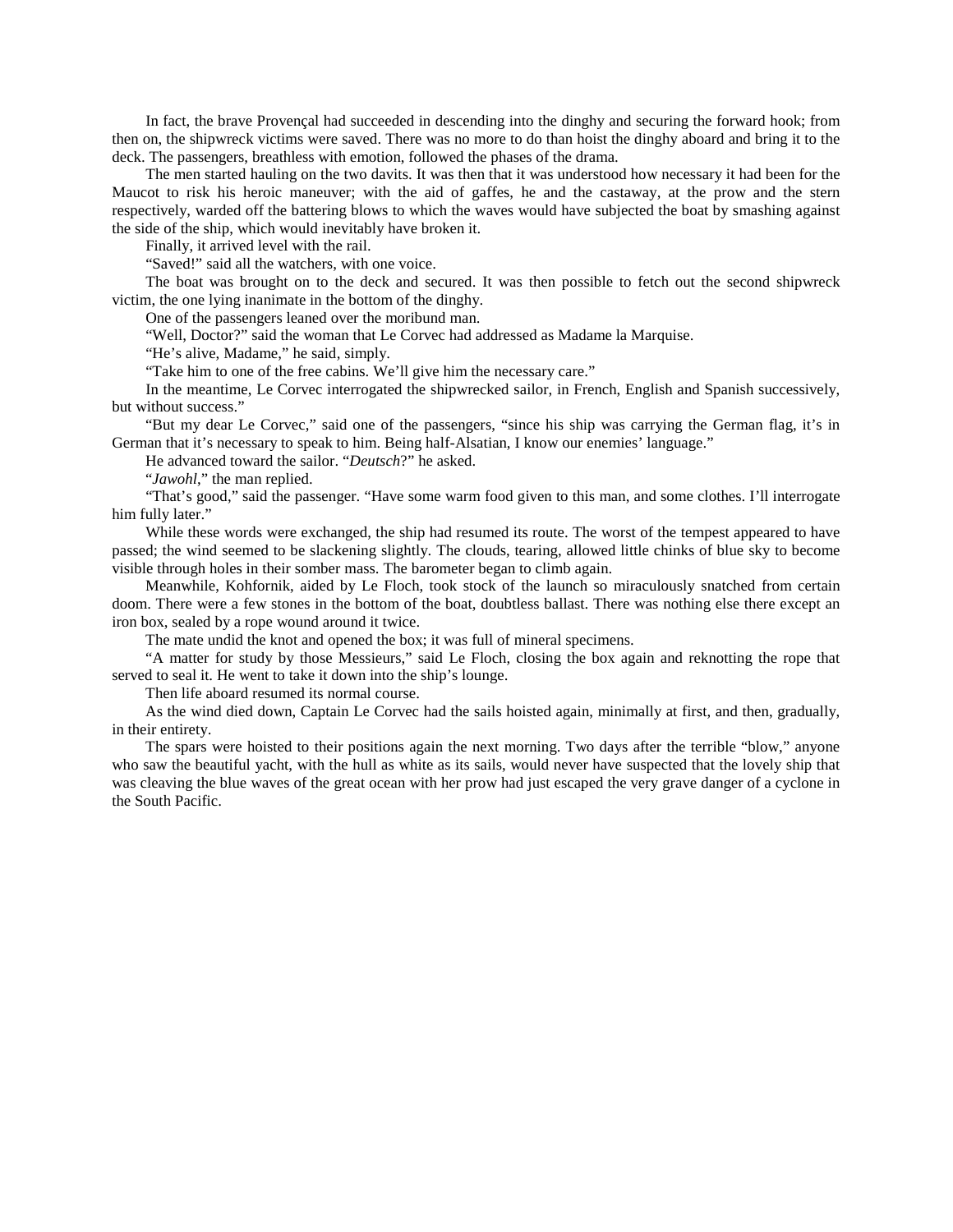In fact, the brave Provençal had succeeded in descending into the dinghy and securing the forward hook; from then on, the shipwreck victims were saved. There was no more to do than hoist the dinghy aboard and bring it to the deck. The passengers, breathless with emotion, followed the phases of the drama.

The men started hauling on the two davits. It was then that it was understood how necessary it had been for the Maucot to risk his heroic maneuver; with the aid of gaffes, he and the castaway, at the prow and the stern respectively, warded off the battering blows to which the waves would have subjected the boat by smashing against the side of the ship, which would inevitably have broken it.

Finally, it arrived level with the rail.

"Saved!" said all the watchers, with one voice.

The boat was brought on to the deck and secured. It was then possible to fetch out the second shipwreck victim, the one lying inanimate in the bottom of the dinghy.

One of the passengers leaned over the moribund man.

"Well, Doctor?" said the woman that Le Corvec had addressed as Madame la Marquise.

"He's alive, Madame," he said, simply.

"Take him to one of the free cabins. We'll give him the necessary care."

In the meantime, Le Corvec interrogated the shipwrecked sailor, in French, English and Spanish successively, but without success."

"But my dear Le Corvec," said one of the passengers, "since his ship was carrying the German flag, it's in German that it's necessary to speak to him. Being half-Alsatian, I know our enemies' language."

He advanced toward the sailor. "*Deutsch*?" he asked.

"*Jawohl*," the man replied.

"That's good," said the passenger. "Have some warm food given to this man, and some clothes. I'll interrogate him fully later."

While these words were exchanged, the ship had resumed its route. The worst of the tempest appeared to have passed; the wind seemed to be slackening slightly. The clouds, tearing, allowed little chinks of blue sky to become visible through holes in their somber mass. The barometer began to climb again.

Meanwhile, Kohfornik, aided by Le Floch, took stock of the launch so miraculously snatched from certain doom. There were a few stones in the bottom of the boat, doubtless ballast. There was nothing else there except an iron box, sealed by a rope wound around it twice.

The mate undid the knot and opened the box; it was full of mineral specimens.

"A matter for study by those Messieurs," said Le Floch, closing the box again and reknotting the rope that served to seal it. He went to take it down into the ship's lounge.

Then life aboard resumed its normal course.

As the wind died down, Captain Le Corvec had the sails hoisted again, minimally at first, and then, gradually, in their entirety.

The spars were hoisted to their positions again the next morning. Two days after the terrible "blow," anyone who saw the beautiful yacht, with the hull as white as its sails, would never have suspected that the lovely ship that was cleaving the blue waves of the great ocean with her prow had just escaped the very grave danger of a cyclone in the South Pacific.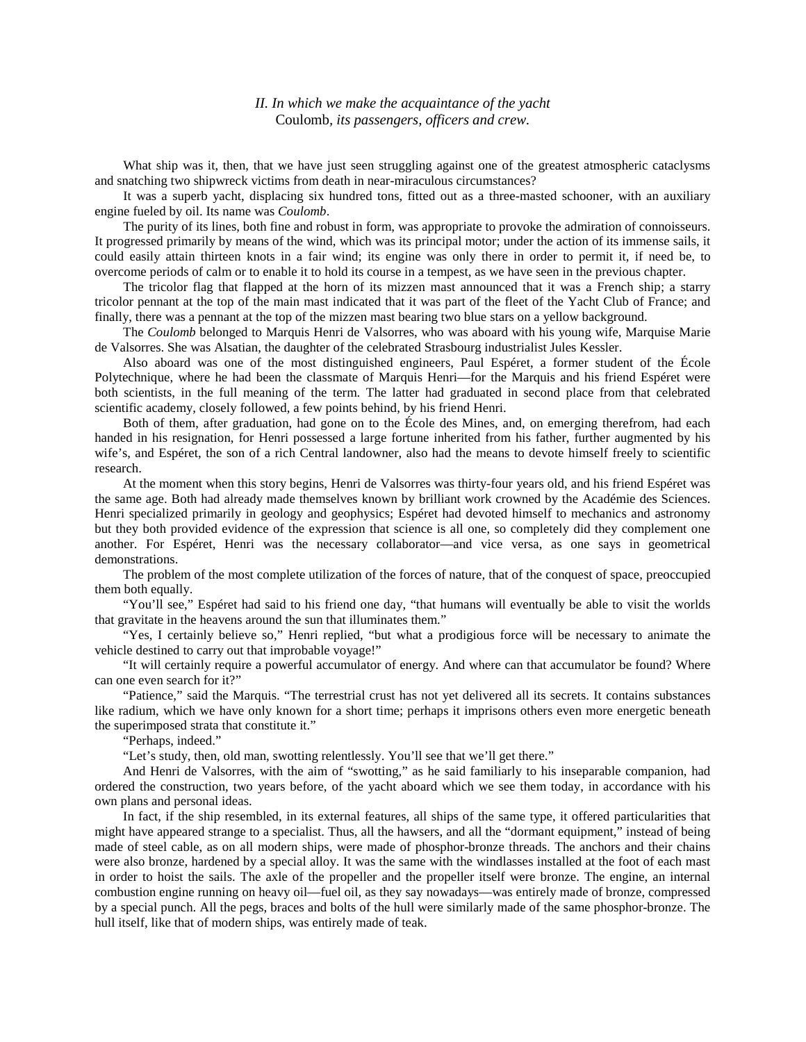## *II. In which we make the acquaintance of the yacht* Coulomb*, its passengers, officers and crew.*

What ship was it, then, that we have just seen struggling against one of the greatest atmospheric cataclysms and snatching two shipwreck victims from death in near-miraculous circumstances?

It was a superb yacht, displacing six hundred tons, fitted out as a three-masted schooner, with an auxiliary engine fueled by oil. Its name was *Coulomb*.

The purity of its lines, both fine and robust in form, was appropriate to provoke the admiration of connoisseurs. It progressed primarily by means of the wind, which was its principal motor; under the action of its immense sails, it could easily attain thirteen knots in a fair wind; its engine was only there in order to permit it, if need be, to overcome periods of calm or to enable it to hold its course in a tempest, as we have seen in the previous chapter.

The tricolor flag that flapped at the horn of its mizzen mast announced that it was a French ship; a starry tricolor pennant at the top of the main mast indicated that it was part of the fleet of the Yacht Club of France; and finally, there was a pennant at the top of the mizzen mast bearing two blue stars on a yellow background.

The *Coulomb* belonged to Marquis Henri de Valsorres, who was aboard with his young wife, Marquise Marie de Valsorres. She was Alsatian, the daughter of the celebrated Strasbourg industrialist Jules Kessler.

Also aboard was one of the most distinguished engineers, Paul Espéret, a former student of the École Polytechnique, where he had been the classmate of Marquis Henri—for the Marquis and his friend Espéret were both scientists, in the full meaning of the term. The latter had graduated in second place from that celebrated scientific academy, closely followed, a few points behind, by his friend Henri.

Both of them, after graduation, had gone on to the École des Mines, and, on emerging therefrom, had each handed in his resignation, for Henri possessed a large fortune inherited from his father, further augmented by his wife's, and Espéret, the son of a rich Central landowner, also had the means to devote himself freely to scientific research.

At the moment when this story begins, Henri de Valsorres was thirty-four years old, and his friend Espéret was the same age. Both had already made themselves known by brilliant work crowned by the Académie des Sciences. Henri specialized primarily in geology and geophysics; Espéret had devoted himself to mechanics and astronomy but they both provided evidence of the expression that science is all one, so completely did they complement one another. For Espéret, Henri was the necessary collaborator—and vice versa, as one says in geometrical demonstrations.

The problem of the most complete utilization of the forces of nature, that of the conquest of space, preoccupied them both equally.

"You'll see," Espéret had said to his friend one day, "that humans will eventually be able to visit the worlds that gravitate in the heavens around the sun that illuminates them."

"Yes, I certainly believe so," Henri replied, "but what a prodigious force will be necessary to animate the vehicle destined to carry out that improbable voyage!"

"It will certainly require a powerful accumulator of energy. And where can that accumulator be found? Where can one even search for it?"

"Patience," said the Marquis. "The terrestrial crust has not yet delivered all its secrets. It contains substances like radium, which we have only known for a short time; perhaps it imprisons others even more energetic beneath the superimposed strata that constitute it."

"Perhaps, indeed."

"Let's study, then, old man, swotting relentlessly. You'll see that we'll get there."

And Henri de Valsorres, with the aim of "swotting," as he said familiarly to his inseparable companion, had ordered the construction, two years before, of the yacht aboard which we see them today, in accordance with his own plans and personal ideas.

In fact, if the ship resembled, in its external features, all ships of the same type, it offered particularities that might have appeared strange to a specialist. Thus, all the hawsers, and all the "dormant equipment," instead of being made of steel cable, as on all modern ships, were made of phosphor-bronze threads. The anchors and their chains were also bronze, hardened by a special alloy. It was the same with the windlasses installed at the foot of each mast in order to hoist the sails. The axle of the propeller and the propeller itself were bronze. The engine, an internal combustion engine running on heavy oil—fuel oil, as they say nowadays—was entirely made of bronze, compressed by a special punch. All the pegs, braces and bolts of the hull were similarly made of the same phosphor-bronze. The hull itself, like that of modern ships, was entirely made of teak.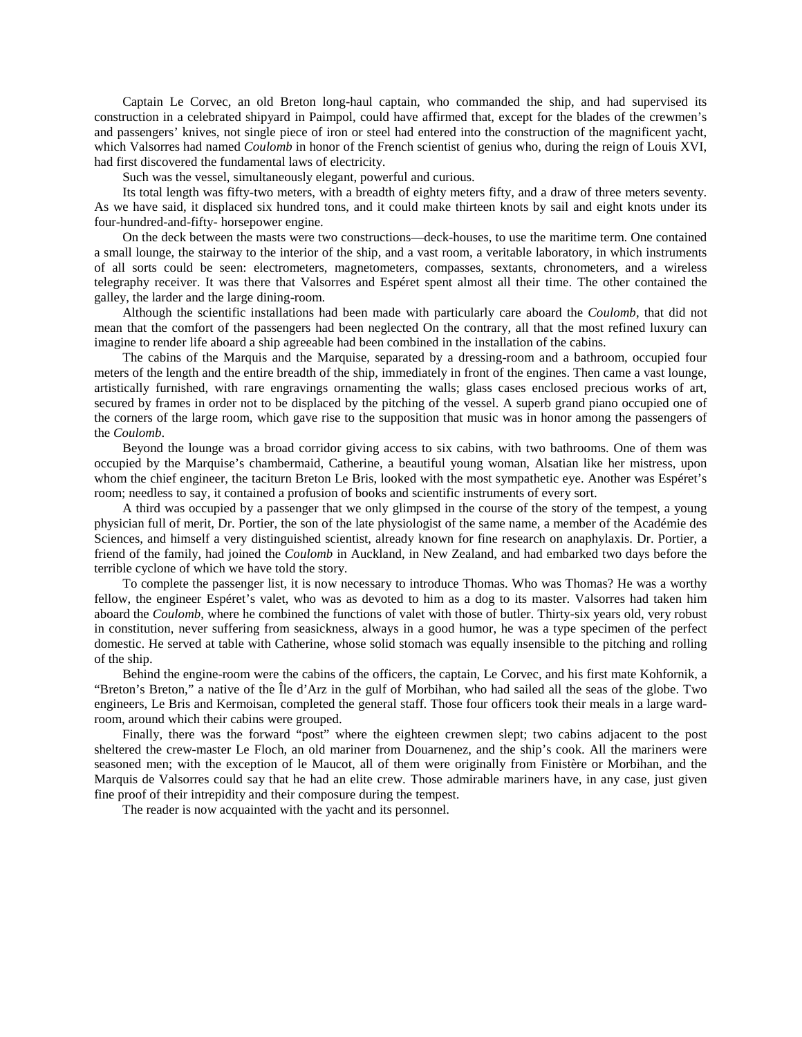Captain Le Corvec, an old Breton long-haul captain, who commanded the ship, and had supervised its construction in a celebrated shipyard in Paimpol, could have affirmed that, except for the blades of the crewmen's and passengers' knives, not single piece of iron or steel had entered into the construction of the magnificent yacht, which Valsorres had named *Coulomb* in honor of the French scientist of genius who, during the reign of Louis XVI, had first discovered the fundamental laws of electricity.

Such was the vessel, simultaneously elegant, powerful and curious.

Its total length was fifty-two meters, with a breadth of eighty meters fifty, and a draw of three meters seventy. As we have said, it displaced six hundred tons, and it could make thirteen knots by sail and eight knots under its four-hundred-and-fifty- horsepower engine.

On the deck between the masts were two constructions—deck-houses, to use the maritime term. One contained a small lounge, the stairway to the interior of the ship, and a vast room, a veritable laboratory, in which instruments of all sorts could be seen: electrometers, magnetometers, compasses, sextants, chronometers, and a wireless telegraphy receiver. It was there that Valsorres and Espéret spent almost all their time. The other contained the galley, the larder and the large dining-room.

Although the scientific installations had been made with particularly care aboard the *Coulomb*, that did not mean that the comfort of the passengers had been neglected On the contrary, all that the most refined luxury can imagine to render life aboard a ship agreeable had been combined in the installation of the cabins.

The cabins of the Marquis and the Marquise, separated by a dressing-room and a bathroom, occupied four meters of the length and the entire breadth of the ship, immediately in front of the engines. Then came a vast lounge, artistically furnished, with rare engravings ornamenting the walls; glass cases enclosed precious works of art, secured by frames in order not to be displaced by the pitching of the vessel. A superb grand piano occupied one of the corners of the large room, which gave rise to the supposition that music was in honor among the passengers of the *Coulomb*.

Beyond the lounge was a broad corridor giving access to six cabins, with two bathrooms. One of them was occupied by the Marquise's chambermaid, Catherine, a beautiful young woman, Alsatian like her mistress, upon whom the chief engineer, the taciturn Breton Le Bris, looked with the most sympathetic eye. Another was Espéret's room; needless to say, it contained a profusion of books and scientific instruments of every sort.

A third was occupied by a passenger that we only glimpsed in the course of the story of the tempest, a young physician full of merit, Dr. Portier, the son of the late physiologist of the same name, a member of the Académie des Sciences, and himself a very distinguished scientist, already known for fine research on anaphylaxis. Dr. Portier, a friend of the family, had joined the *Coulomb* in Auckland, in New Zealand, and had embarked two days before the terrible cyclone of which we have told the story.

To complete the passenger list, it is now necessary to introduce Thomas. Who was Thomas? He was a worthy fellow, the engineer Espéret's valet, who was as devoted to him as a dog to its master. Valsorres had taken him aboard the *Coulomb*, where he combined the functions of valet with those of butler. Thirty-six years old, very robust in constitution, never suffering from seasickness, always in a good humor, he was a type specimen of the perfect domestic. He served at table with Catherine, whose solid stomach was equally insensible to the pitching and rolling of the ship.

Behind the engine-room were the cabins of the officers, the captain, Le Corvec, and his first mate Kohfornik, a "Breton's Breton," a native of the Île d'Arz in the gulf of Morbihan, who had sailed all the seas of the globe. Two engineers, Le Bris and Kermoisan, completed the general staff. Those four officers took their meals in a large ward-room, around which their cabins were grouped.

Finally, there was the forward "post" where the eighteen crewmen slept; two cabins adjacent to the post sheltered the crew-master Le Floch, an old mariner from Douarnenez, and the ship's cook. All the mariners were seasoned men; with the exception of le Maucot, all of them were originally from Finistère or Morbihan, and the Marquis de Valsorres could say that he had an elite crew. Those admirable mariners have, in any case, just given fine proof of their intrepidity and their composure during the tempest.

The reader is now acquainted with the yacht and its personnel.